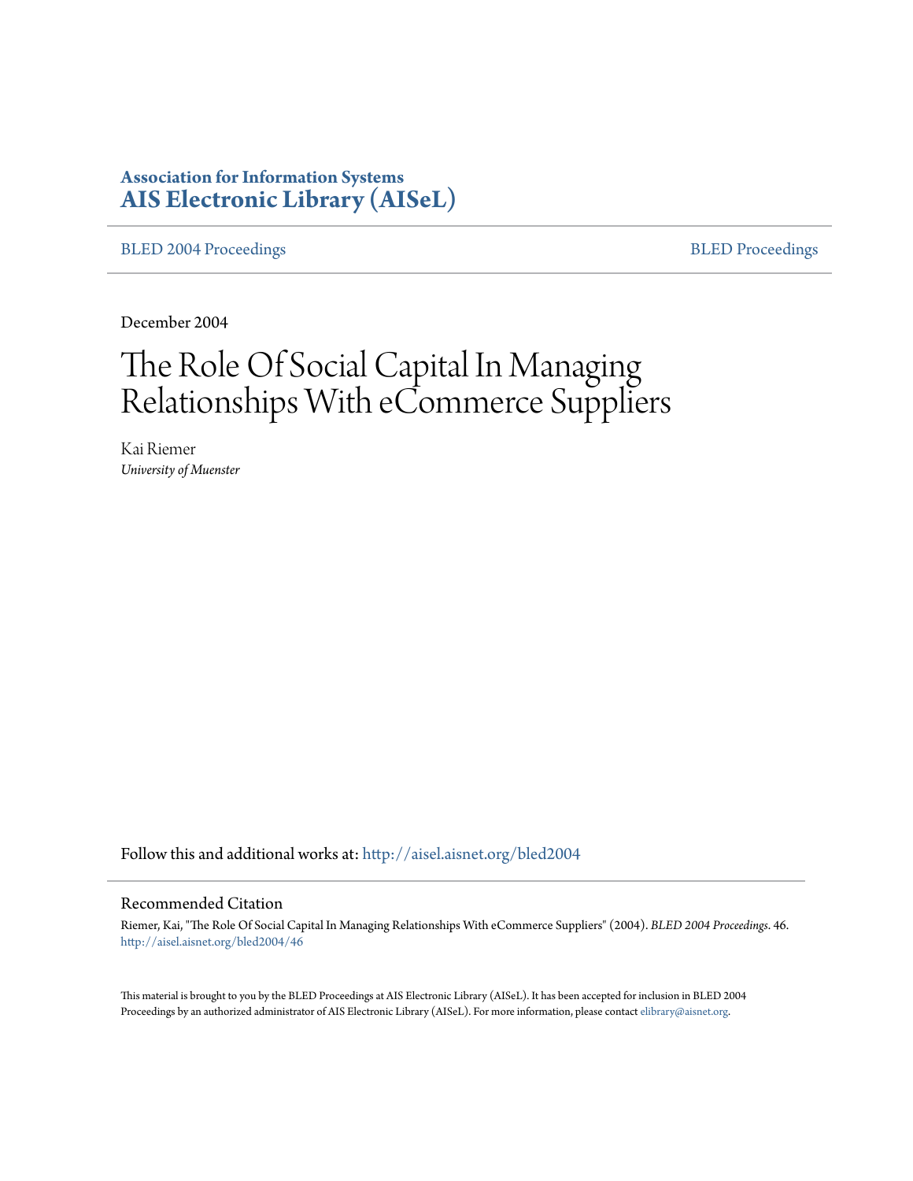**Association for Information Systems**
**AIS Electronic Library (AISeL)**

BLED 2004 Proceedings | BLED Proceedings

December 2004

# The Role Of Social Capital In Managing Relationships With eCommerce Suppliers

Kai Riemer
*University of Muenster*

Follow this and additional works at: http://aisel.aisnet.org/bled2004

## Recommended Citation

Riemer, Kai, "The Role Of Social Capital In Managing Relationships With eCommerce Suppliers" (2004). *BLED 2004 Proceedings*. 46.
http://aisel.aisnet.org/bled2004/46

This material is brought to you by the BLED Proceedings at AIS Electronic Library (AISeL). It has been accepted for inclusion in BLED 2004 Proceedings by an authorized administrator of AIS Electronic Library (AISeL). For more information, please contact elibrary@aisnet.org.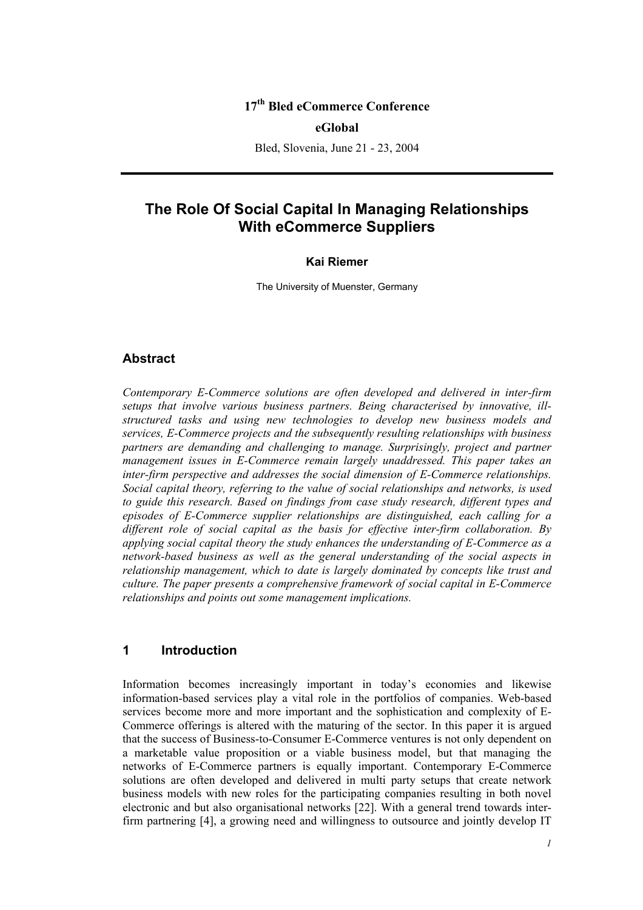17th Bled eCommerce Conference

eGlobal

Bled, Slovenia, June 21 - 23, 2004

---

# The Role Of Social Capital In Managing Relationships With eCommerce Suppliers

**Kai Riemer**

The University of Muenster, Germany

## Abstract

*Contemporary E-Commerce solutions are often developed and delivered in inter-firm setups that involve various business partners. Being characterised by innovative, ill-structured tasks and using new technologies to develop new business models and services, E-Commerce projects and the subsequently resulting relationships with business partners are demanding and challenging to manage. Surprisingly, project and partner management issues in E-Commerce remain largely unaddressed. This paper takes an inter-firm perspective and addresses the social dimension of E-Commerce relationships. Social capital theory, referring to the value of social relationships and networks, is used to guide this research. Based on findings from case study research, different types and episodes of E-Commerce supplier relationships are distinguished, each calling for a different role of social capital as the basis for effective inter-firm collaboration. By applying social capital theory the study enhances the understanding of E-Commerce as a network-based business as well as the general understanding of the social aspects in relationship management, which to date is largely dominated by concepts like trust and culture. The paper presents a comprehensive framework of social capital in E-Commerce relationships and points out some management implications.*

## 1 Introduction

Information becomes increasingly important in today's economies and likewise information-based services play a vital role in the portfolios of companies. Web-based services become more and more important and the sophistication and complexity of E-Commerce offerings is altered with the maturing of the sector. In this paper it is argued that the success of Business-to-Consumer E-Commerce ventures is not only dependent on a marketable value proposition or a viable business model, but that managing the networks of E-Commerce partners is equally important. Contemporary E-Commerce solutions are often developed and delivered in multi party setups that create network business models with new roles for the participating companies resulting in both novel electronic and but also organisational networks [22]. With a general trend towards inter-firm partnering [4], a growing need and willingness to outsource and jointly develop IT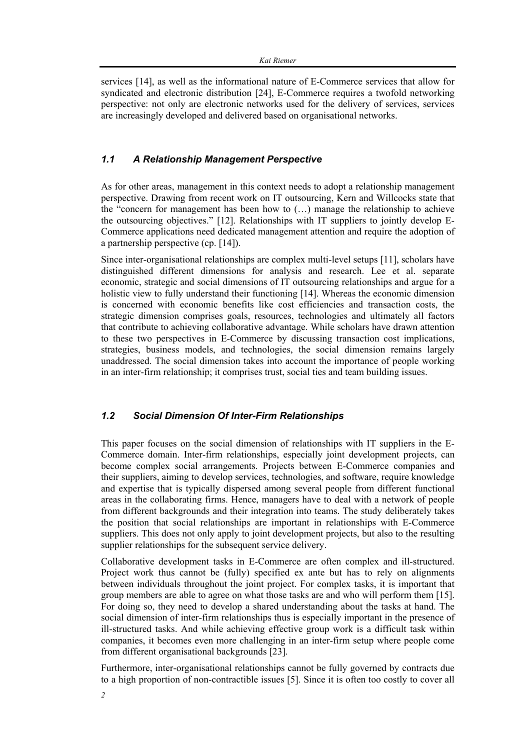services [14], as well as the informational nature of E-Commerce services that allow for syndicated and electronic distribution [24], E-Commerce requires a twofold networking perspective: not only are electronic networks used for the delivery of services, services are increasingly developed and delivered based on organisational networks.

### *1.1 A Relationship Management Perspective*

As for other areas, management in this context needs to adopt a relationship management perspective. Drawing from recent work on IT outsourcing, Kern and Willcocks state that the "concern for management has been how to (…) manage the relationship to achieve the outsourcing objectives." [12]. Relationships with IT suppliers to jointly develop E-Commerce applications need dedicated management attention and require the adoption of a partnership perspective (cp. [14]).

Since inter-organisational relationships are complex multi-level setups [11], scholars have distinguished different dimensions for analysis and research. Lee et al. separate economic, strategic and social dimensions of IT outsourcing relationships and argue for a holistic view to fully understand their functioning [14]. Whereas the economic dimension is concerned with economic benefits like cost efficiencies and transaction costs, the strategic dimension comprises goals, resources, technologies and ultimately all factors that contribute to achieving collaborative advantage. While scholars have drawn attention to these two perspectives in E-Commerce by discussing transaction cost implications, strategies, business models, and technologies, the social dimension remains largely unaddressed. The social dimension takes into account the importance of people working in an inter-firm relationship; it comprises trust, social ties and team building issues.

### *1.2 Social Dimension Of Inter-Firm Relationships*

This paper focuses on the social dimension of relationships with IT suppliers in the E-Commerce domain. Inter-firm relationships, especially joint development projects, can become complex social arrangements. Projects between E-Commerce companies and their suppliers, aiming to develop services, technologies, and software, require knowledge and expertise that is typically dispersed among several people from different functional areas in the collaborating firms. Hence, managers have to deal with a network of people from different backgrounds and their integration into teams. The study deliberately takes the position that social relationships are important in relationships with E-Commerce suppliers. This does not only apply to joint development projects, but also to the resulting supplier relationships for the subsequent service delivery.

Collaborative development tasks in E-Commerce are often complex and ill-structured. Project work thus cannot be (fully) specified ex ante but has to rely on alignments between individuals throughout the joint project. For complex tasks, it is important that group members are able to agree on what those tasks are and who will perform them [15]. For doing so, they need to develop a shared understanding about the tasks at hand. The social dimension of inter-firm relationships thus is especially important in the presence of ill-structured tasks. And while achieving effective group work is a difficult task within companies, it becomes even more challenging in an inter-firm setup where people come from different organisational backgrounds [23].

Furthermore, inter-organisational relationships cannot be fully governed by contracts due to a high proportion of non-contractible issues [5]. Since it is often too costly to cover all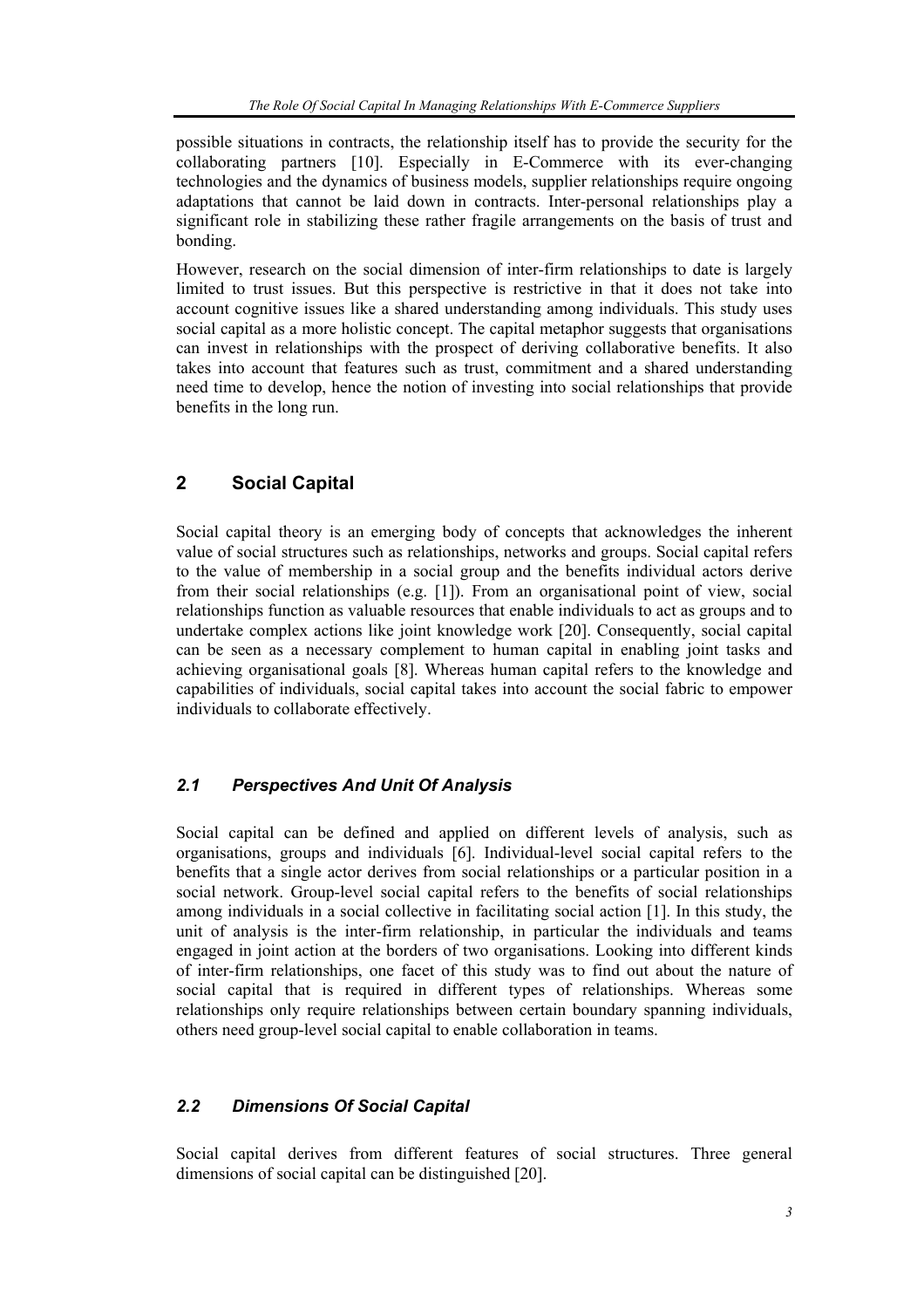possible situations in contracts, the relationship itself has to provide the security for the collaborating partners [10]. Especially in E-Commerce with its ever-changing technologies and the dynamics of business models, supplier relationships require ongoing adaptations that cannot be laid down in contracts. Inter-personal relationships play a significant role in stabilizing these rather fragile arrangements on the basis of trust and bonding.

However, research on the social dimension of inter-firm relationships to date is largely limited to trust issues. But this perspective is restrictive in that it does not take into account cognitive issues like a shared understanding among individuals. This study uses social capital as a more holistic concept. The capital metaphor suggests that organisations can invest in relationships with the prospect of deriving collaborative benefits. It also takes into account that features such as trust, commitment and a shared understanding need time to develop, hence the notion of investing into social relationships that provide benefits in the long run.

## 2 Social Capital

Social capital theory is an emerging body of concepts that acknowledges the inherent value of social structures such as relationships, networks and groups. Social capital refers to the value of membership in a social group and the benefits individual actors derive from their social relationships (e.g. [1]). From an organisational point of view, social relationships function as valuable resources that enable individuals to act as groups and to undertake complex actions like joint knowledge work [20]. Consequently, social capital can be seen as a necessary complement to human capital in enabling joint tasks and achieving organisational goals [8]. Whereas human capital refers to the knowledge and capabilities of individuals, social capital takes into account the social fabric to empower individuals to collaborate effectively.

### *2.1 Perspectives And Unit Of Analysis*

Social capital can be defined and applied on different levels of analysis, such as organisations, groups and individuals [6]. Individual-level social capital refers to the benefits that a single actor derives from social relationships or a particular position in a social network. Group-level social capital refers to the benefits of social relationships among individuals in a social collective in facilitating social action [1]. In this study, the unit of analysis is the inter-firm relationship, in particular the individuals and teams engaged in joint action at the borders of two organisations. Looking into different kinds of inter-firm relationships, one facet of this study was to find out about the nature of social capital that is required in different types of relationships. Whereas some relationships only require relationships between certain boundary spanning individuals, others need group-level social capital to enable collaboration in teams.

### *2.2 Dimensions Of Social Capital*

Social capital derives from different features of social structures. Three general dimensions of social capital can be distinguished [20].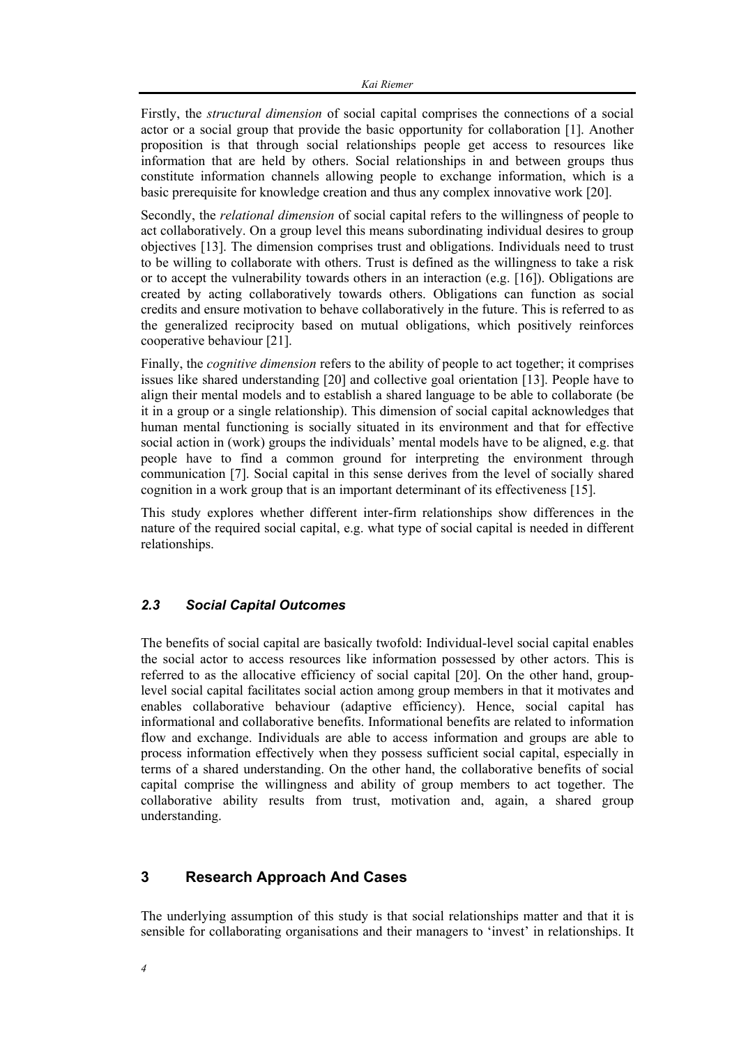Firstly, the *structural dimension* of social capital comprises the connections of a social actor or a social group that provide the basic opportunity for collaboration [1]. Another proposition is that through social relationships people get access to resources like information that are held by others. Social relationships in and between groups thus constitute information channels allowing people to exchange information, which is a basic prerequisite for knowledge creation and thus any complex innovative work [20].

Secondly, the *relational dimension* of social capital refers to the willingness of people to act collaboratively. On a group level this means subordinating individual desires to group objectives [13]. The dimension comprises trust and obligations. Individuals need to trust to be willing to collaborate with others. Trust is defined as the willingness to take a risk or to accept the vulnerability towards others in an interaction (e.g. [16]). Obligations are created by acting collaboratively towards others. Obligations can function as social credits and ensure motivation to behave collaboratively in the future. This is referred to as the generalized reciprocity based on mutual obligations, which positively reinforces cooperative behaviour [21].

Finally, the *cognitive dimension* refers to the ability of people to act together; it comprises issues like shared understanding [20] and collective goal orientation [13]. People have to align their mental models and to establish a shared language to be able to collaborate (be it in a group or a single relationship). This dimension of social capital acknowledges that human mental functioning is socially situated in its environment and that for effective social action in (work) groups the individuals' mental models have to be aligned, e.g. that people have to find a common ground for interpreting the environment through communication [7]. Social capital in this sense derives from the level of socially shared cognition in a work group that is an important determinant of its effectiveness [15].

This study explores whether different inter-firm relationships show differences in the nature of the required social capital, e.g. what type of social capital is needed in different relationships.

### *2.3 Social Capital Outcomes*

The benefits of social capital are basically twofold: Individual-level social capital enables the social actor to access resources like information possessed by other actors. This is referred to as the allocative efficiency of social capital [20]. On the other hand, group-level social capital facilitates social action among group members in that it motivates and enables collaborative behaviour (adaptive efficiency). Hence, social capital has informational and collaborative benefits. Informational benefits are related to information flow and exchange. Individuals are able to access information and groups are able to process information effectively when they possess sufficient social capital, especially in terms of a shared understanding. On the other hand, the collaborative benefits of social capital comprise the willingness and ability of group members to act together. The collaborative ability results from trust, motivation and, again, a shared group understanding.

## 3 Research Approach And Cases

The underlying assumption of this study is that social relationships matter and that it is sensible for collaborating organisations and their managers to 'invest' in relationships. It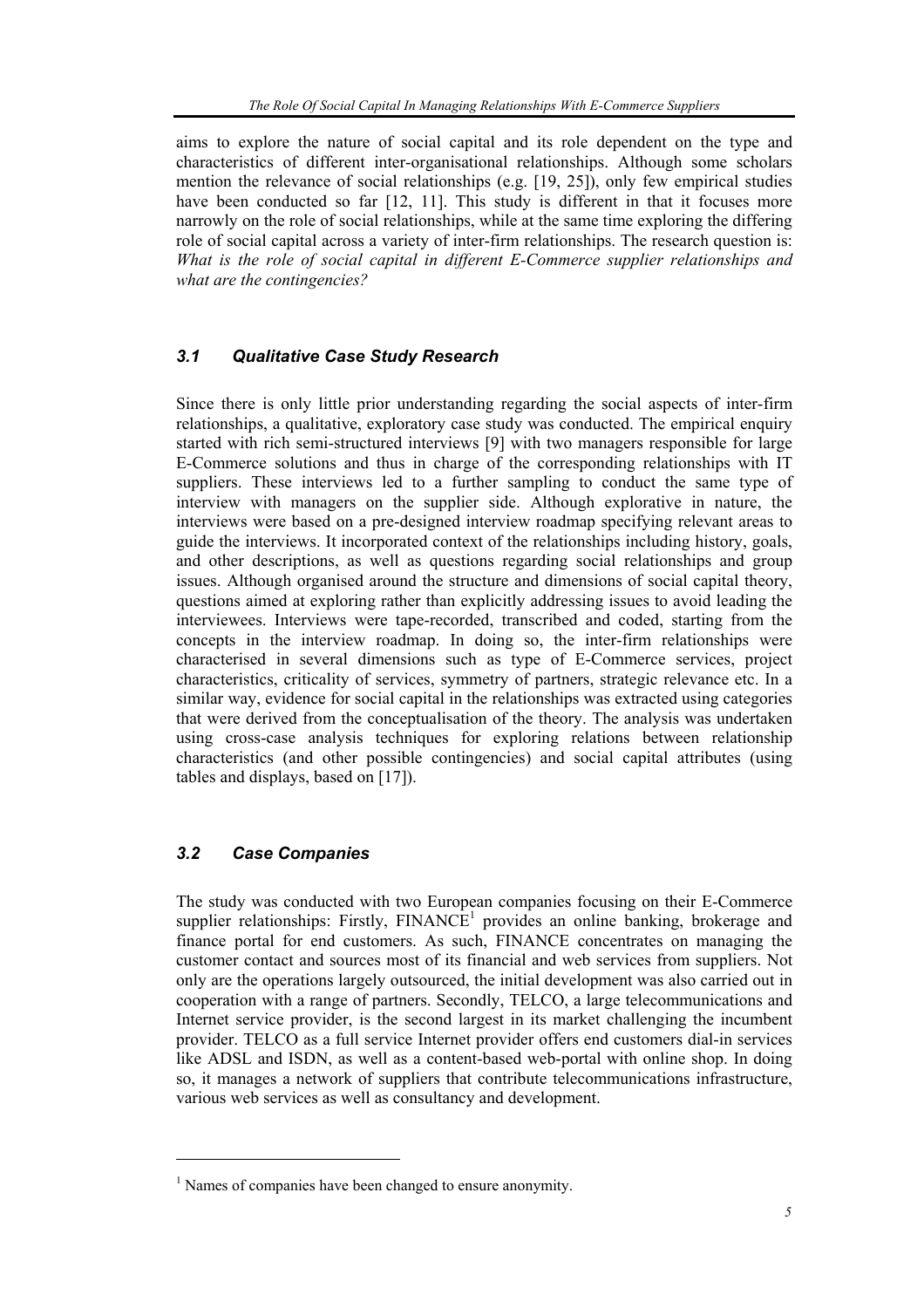aims to explore the nature of social capital and its role dependent on the type and characteristics of different inter-organisational relationships. Although some scholars mention the relevance of social relationships (e.g. [19, 25]), only few empirical studies have been conducted so far [12, 11]. This study is different in that it focuses more narrowly on the role of social relationships, while at the same time exploring the differing role of social capital across a variety of inter-firm relationships. The research question is: *What is the role of social capital in different E-Commerce supplier relationships and what are the contingencies?*

### *3.1 Qualitative Case Study Research*

Since there is only little prior understanding regarding the social aspects of inter-firm relationships, a qualitative, exploratory case study was conducted. The empirical enquiry started with rich semi-structured interviews [9] with two managers responsible for large E-Commerce solutions and thus in charge of the corresponding relationships with IT suppliers. These interviews led to a further sampling to conduct the same type of interview with managers on the supplier side. Although explorative in nature, the interviews were based on a pre-designed interview roadmap specifying relevant areas to guide the interviews. It incorporated context of the relationships including history, goals, and other descriptions, as well as questions regarding social relationships and group issues. Although organised around the structure and dimensions of social capital theory, questions aimed at exploring rather than explicitly addressing issues to avoid leading the interviewees. Interviews were tape-recorded, transcribed and coded, starting from the concepts in the interview roadmap. In doing so, the inter-firm relationships were characterised in several dimensions such as type of E-Commerce services, project characteristics, criticality of services, symmetry of partners, strategic relevance etc. In a similar way, evidence for social capital in the relationships was extracted using categories that were derived from the conceptualisation of the theory. The analysis was undertaken using cross-case analysis techniques for exploring relations between relationship characteristics (and other possible contingencies) and social capital attributes (using tables and displays, based on [17]).

### *3.2 Case Companies*

The study was conducted with two European companies focusing on their E-Commerce supplier relationships: Firstly, FINANCE[1] provides an online banking, brokerage and finance portal for end customers. As such, FINANCE concentrates on managing the customer contact and sources most of its financial and web services from suppliers. Not only are the operations largely outsourced, the initial development was also carried out in cooperation with a range of partners. Secondly, TELCO, a large telecommunications and Internet service provider, is the second largest in its market challenging the incumbent provider. TELCO as a full service Internet provider offers end customers dial-in services like ADSL and ISDN, as well as a content-based web-portal with online shop. In doing so, it manages a network of suppliers that contribute telecommunications infrastructure, various web services as well as consultancy and development.

[1] Names of companies have been changed to ensure anonymity.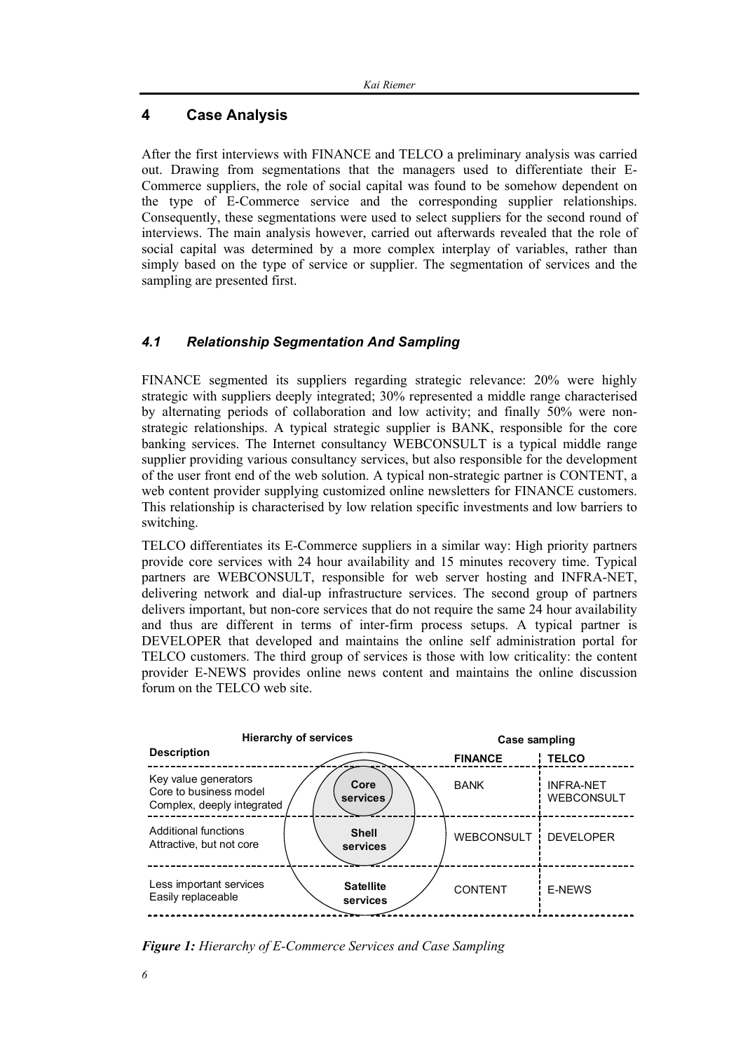## 4 Case Analysis

After the first interviews with FINANCE and TELCO a preliminary analysis was carried out. Drawing from segmentations that the managers used to differentiate their E-Commerce suppliers, the role of social capital was found to be somehow dependent on the type of E-Commerce service and the corresponding supplier relationships. Consequently, these segmentations were used to select suppliers for the second round of interviews. The main analysis however, carried out afterwards revealed that the role of social capital was determined by a more complex interplay of variables, rather than simply based on the type of service or supplier. The segmentation of services and the sampling are presented first.

### *4.1 Relationship Segmentation And Sampling*

FINANCE segmented its suppliers regarding strategic relevance: 20% were highly strategic with suppliers deeply integrated; 30% represented a middle range characterised by alternating periods of collaboration and low activity; and finally 50% were non-strategic relationships. A typical strategic supplier is BANK, responsible for the core banking services. The Internet consultancy WEBCONSULT is a typical middle range supplier providing various consultancy services, but also responsible for the development of the user front end of the web solution. A typical non-strategic partner is CONTENT, a web content provider supplying customized online newsletters for FINANCE customers. This relationship is characterised by low relation specific investments and low barriers to switching.

TELCO differentiates its E-Commerce suppliers in a similar way: High priority partners provide core services with 24 hour availability and 15 minutes recovery time. Typical partners are WEBCONSULT, responsible for web server hosting and INFRA-NET, delivering network and dial-up infrastructure services. The second group of partners delivers important, but non-core services that do not require the same 24 hour availability and thus are different in terms of inter-firm process setups. A typical partner is DEVELOPER that developed and maintains the online self administration portal for TELCO customers. The third group of services is those with low criticality: the content provider E-NEWS provides online news content and maintains the online discussion forum on the TELCO web site.

| Hierarchy of services | | Case sampling | |
|---|---|---|---|
| Description | | FINANCE | TELCO |
| Key value generators<br>Core to business model<br>Complex, deeply integrated | Core services | BANK | INFRA-NET<br>WEBCONSULT |
| Additional functions<br>Attractive, but not core | Shell services | WEBCONSULT | DEVELOPER |
| Less important services<br>Easily replaceable | Satellite services | CONTENT | E-NEWS |

***Figure 1:*** *Hierarchy of E-Commerce Services and Case Sampling*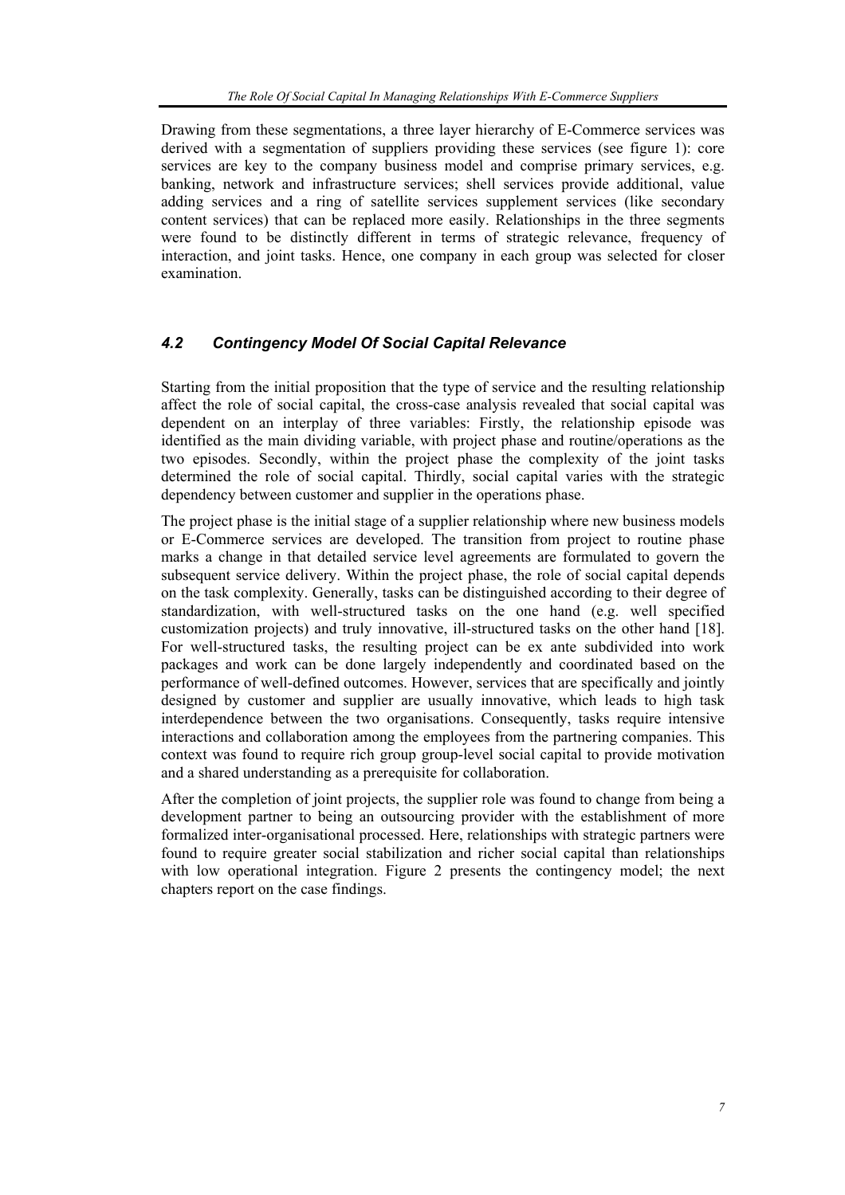Drawing from these segmentations, a three layer hierarchy of E-Commerce services was derived with a segmentation of suppliers providing these services (see figure 1): core services are key to the company business model and comprise primary services, e.g. banking, network and infrastructure services; shell services provide additional, value adding services and a ring of satellite services supplement services (like secondary content services) that can be replaced more easily. Relationships in the three segments were found to be distinctly different in terms of strategic relevance, frequency of interaction, and joint tasks. Hence, one company in each group was selected for closer examination.

### *4.2 Contingency Model Of Social Capital Relevance*

Starting from the initial proposition that the type of service and the resulting relationship affect the role of social capital, the cross-case analysis revealed that social capital was dependent on an interplay of three variables: Firstly, the relationship episode was identified as the main dividing variable, with project phase and routine/operations as the two episodes. Secondly, within the project phase the complexity of the joint tasks determined the role of social capital. Thirdly, social capital varies with the strategic dependency between customer and supplier in the operations phase.

The project phase is the initial stage of a supplier relationship where new business models or E-Commerce services are developed. The transition from project to routine phase marks a change in that detailed service level agreements are formulated to govern the subsequent service delivery. Within the project phase, the role of social capital depends on the task complexity. Generally, tasks can be distinguished according to their degree of standardization, with well-structured tasks on the one hand (e.g. well specified customization projects) and truly innovative, ill-structured tasks on the other hand [18]. For well-structured tasks, the resulting project can be ex ante subdivided into work packages and work can be done largely independently and coordinated based on the performance of well-defined outcomes. However, services that are specifically and jointly designed by customer and supplier are usually innovative, which leads to high task interdependence between the two organisations. Consequently, tasks require intensive interactions and collaboration among the employees from the partnering companies. This context was found to require rich group group-level social capital to provide motivation and a shared understanding as a prerequisite for collaboration.

After the completion of joint projects, the supplier role was found to change from being a development partner to being an outsourcing provider with the establishment of more formalized inter-organisational processed. Here, relationships with strategic partners were found to require greater social stabilization and richer social capital than relationships with low operational integration. Figure 2 presents the contingency model; the next chapters report on the case findings.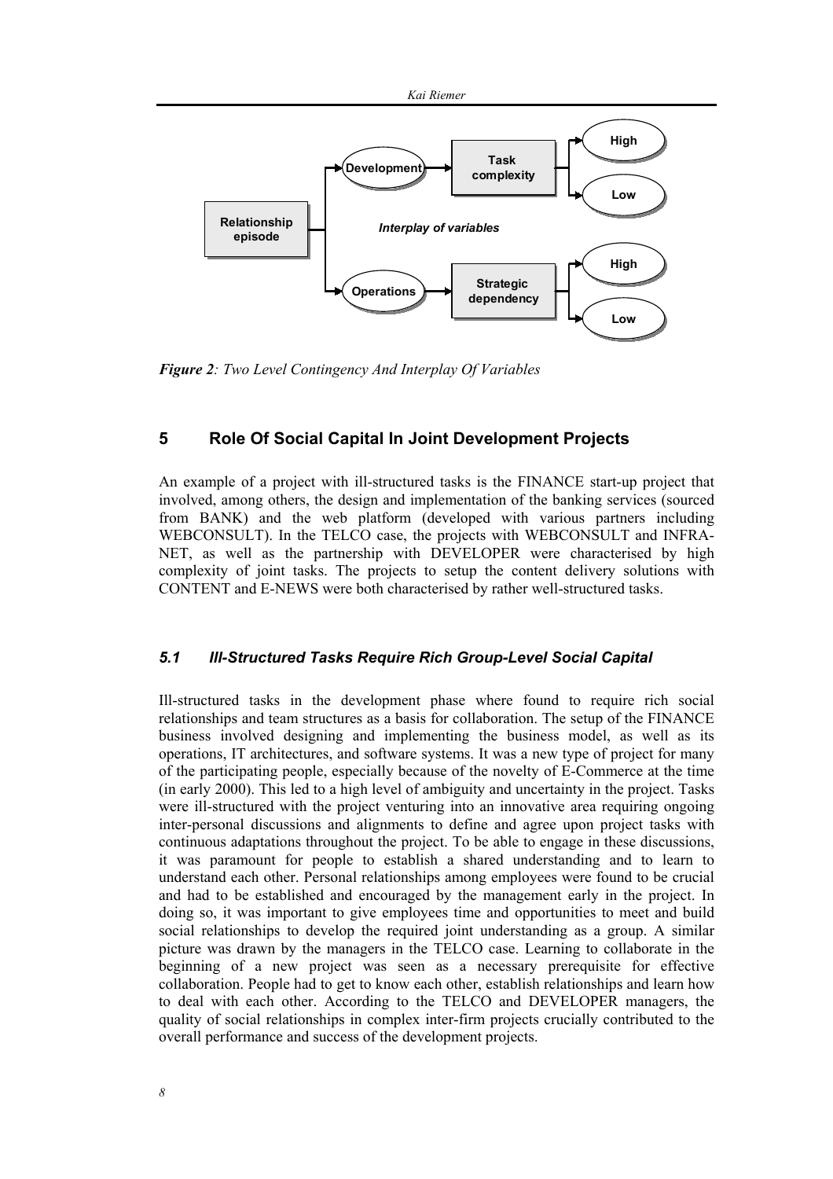Relationship episode

Development

Task complexity

High

Low

Interplay of variables

Operations

Strategic dependency

High

Low

***Figure 2**: Two Level Contingency And Interplay Of Variables*

## 5 Role Of Social Capital In Joint Development Projects

An example of a project with ill-structured tasks is the FINANCE start-up project that involved, among others, the design and implementation of the banking services (sourced from BANK) and the web platform (developed with various partners including WEBCONSULT). In the TELCO case, the projects with WEBCONSULT and INFRA-NET, as well as the partnership with DEVELOPER were characterised by high complexity of joint tasks. The projects to setup the content delivery solutions with CONTENT and E-NEWS were both characterised by rather well-structured tasks.

### *5.1 Ill-Structured Tasks Require Rich Group-Level Social Capital*

Ill-structured tasks in the development phase where found to require rich social relationships and team structures as a basis for collaboration. The setup of the FINANCE business involved designing and implementing the business model, as well as its operations, IT architectures, and software systems. It was a new type of project for many of the participating people, especially because of the novelty of E-Commerce at the time (in early 2000). This led to a high level of ambiguity and uncertainty in the project. Tasks were ill-structured with the project venturing into an innovative area requiring ongoing inter-personal discussions and alignments to define and agree upon project tasks with continuous adaptations throughout the project. To be able to engage in these discussions, it was paramount for people to establish a shared understanding and to learn to understand each other. Personal relationships among employees were found to be crucial and had to be established and encouraged by the management early in the project. In doing so, it was important to give employees time and opportunities to meet and build social relationships to develop the required joint understanding as a group. A similar picture was drawn by the managers in the TELCO case. Learning to collaborate in the beginning of a new project was seen as a necessary prerequisite for effective collaboration. People had to get to know each other, establish relationships and learn how to deal with each other. According to the TELCO and DEVELOPER managers, the quality of social relationships in complex inter-firm projects crucially contributed to the overall performance and success of the development projects.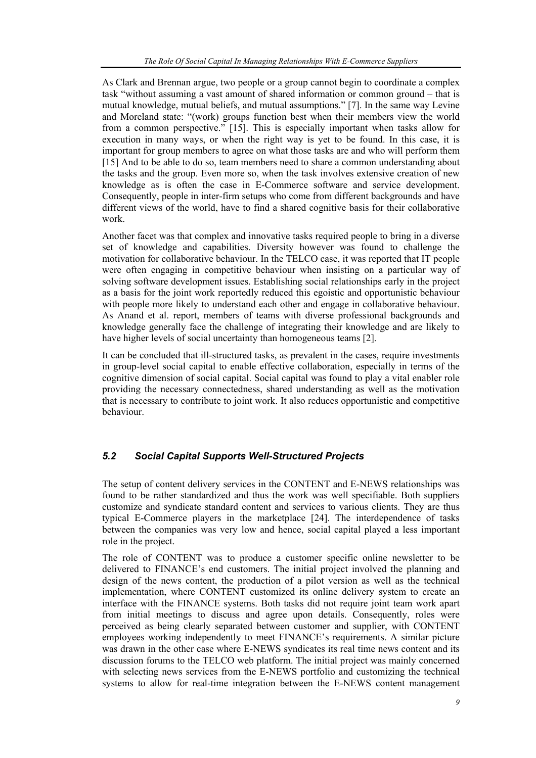As Clark and Brennan argue, two people or a group cannot begin to coordinate a complex task "without assuming a vast amount of shared information or common ground – that is mutual knowledge, mutual beliefs, and mutual assumptions." [7]. In the same way Levine and Moreland state: "(work) groups function best when their members view the world from a common perspective." [15]. This is especially important when tasks allow for execution in many ways, or when the right way is yet to be found. In this case, it is important for group members to agree on what those tasks are and who will perform them [15] And to be able to do so, team members need to share a common understanding about the tasks and the group. Even more so, when the task involves extensive creation of new knowledge as is often the case in E-Commerce software and service development. Consequently, people in inter-firm setups who come from different backgrounds and have different views of the world, have to find a shared cognitive basis for their collaborative work.

Another facet was that complex and innovative tasks required people to bring in a diverse set of knowledge and capabilities. Diversity however was found to challenge the motivation for collaborative behaviour. In the TELCO case, it was reported that IT people were often engaging in competitive behaviour when insisting on a particular way of solving software development issues. Establishing social relationships early in the project as a basis for the joint work reportedly reduced this egoistic and opportunistic behaviour with people more likely to understand each other and engage in collaborative behaviour. As Anand et al. report, members of teams with diverse professional backgrounds and knowledge generally face the challenge of integrating their knowledge and are likely to have higher levels of social uncertainty than homogeneous teams [2].

It can be concluded that ill-structured tasks, as prevalent in the cases, require investments in group-level social capital to enable effective collaboration, especially in terms of the cognitive dimension of social capital. Social capital was found to play a vital enabler role providing the necessary connectedness, shared understanding as well as the motivation that is necessary to contribute to joint work. It also reduces opportunistic and competitive behaviour.

### *5.2 Social Capital Supports Well-Structured Projects*

The setup of content delivery services in the CONTENT and E-NEWS relationships was found to be rather standardized and thus the work was well specifiable. Both suppliers customize and syndicate standard content and services to various clients. They are thus typical E-Commerce players in the marketplace [24]. The interdependence of tasks between the companies was very low and hence, social capital played a less important role in the project.

The role of CONTENT was to produce a customer specific online newsletter to be delivered to FINANCE's end customers. The initial project involved the planning and design of the news content, the production of a pilot version as well as the technical implementation, where CONTENT customized its online delivery system to create an interface with the FINANCE systems. Both tasks did not require joint team work apart from initial meetings to discuss and agree upon details. Consequently, roles were perceived as being clearly separated between customer and supplier, with CONTENT employees working independently to meet FINANCE's requirements. A similar picture was drawn in the other case where E-NEWS syndicates its real time news content and its discussion forums to the TELCO web platform. The initial project was mainly concerned with selecting news services from the E-NEWS portfolio and customizing the technical systems to allow for real-time integration between the E-NEWS content management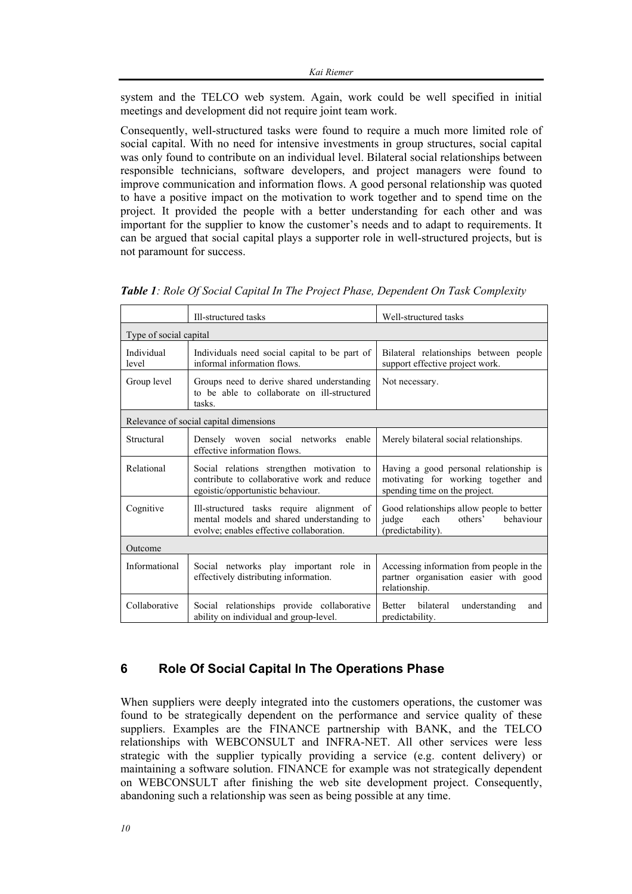system and the TELCO web system. Again, work could be well specified in initial meetings and development did not require joint team work.

Consequently, well-structured tasks were found to require a much more limited role of social capital. With no need for intensive investments in group structures, social capital was only found to contribute on an individual level. Bilateral social relationships between responsible technicians, software developers, and project managers were found to improve communication and information flows. A good personal relationship was quoted to have a positive impact on the motivation to work together and to spend time on the project. It provided the people with a better understanding for each other and was important for the supplier to know the customer's needs and to adapt to requirements. It can be argued that social capital plays a supporter role in well-structured projects, but is not paramount for success.

***Table 1**: Role Of Social Capital In The Project Phase, Dependent On Task Complexity*

| | Ill-structured tasks | Well-structured tasks |
|---|---|---|
| Type of social capital | | |
| Individual level | Individuals need social capital to be part of informal information flows. | Bilateral relationships between people support effective project work. |
| Group level | Groups need to derive shared understanding to be able to collaborate on ill-structured tasks. | Not necessary. |
| Relevance of social capital dimensions | | |
| Structural | Densely woven social networks enable effective information flows. | Merely bilateral social relationships. |
| Relational | Social relations strengthen motivation to contribute to collaborative work and reduce egoistic/opportunistic behaviour. | Having a good personal relationship is motivating for working together and spending time on the project. |
| Cognitive | Ill-structured tasks require alignment of mental models and shared understanding to evolve; enables effective collaboration. | Good relationships allow people to better judge each others' behaviour (predictability). |
| Outcome | | |
| Informational | Social networks play important role in effectively distributing information. | Accessing information from people in the partner organisation easier with good relationship. |
| Collaborative | Social relationships provide collaborative ability on individual and group-level. | Better bilateral understanding and predictability. |

## 6 Role Of Social Capital In The Operations Phase

When suppliers were deeply integrated into the customers operations, the customer was found to be strategically dependent on the performance and service quality of these suppliers. Examples are the FINANCE partnership with BANK, and the TELCO relationships with WEBCONSULT and INFRA-NET. All other services were less strategic with the supplier typically providing a service (e.g. content delivery) or maintaining a software solution. FINANCE for example was not strategically dependent on WEBCONSULT after finishing the web site development project. Consequently, abandoning such a relationship was seen as being possible at any time.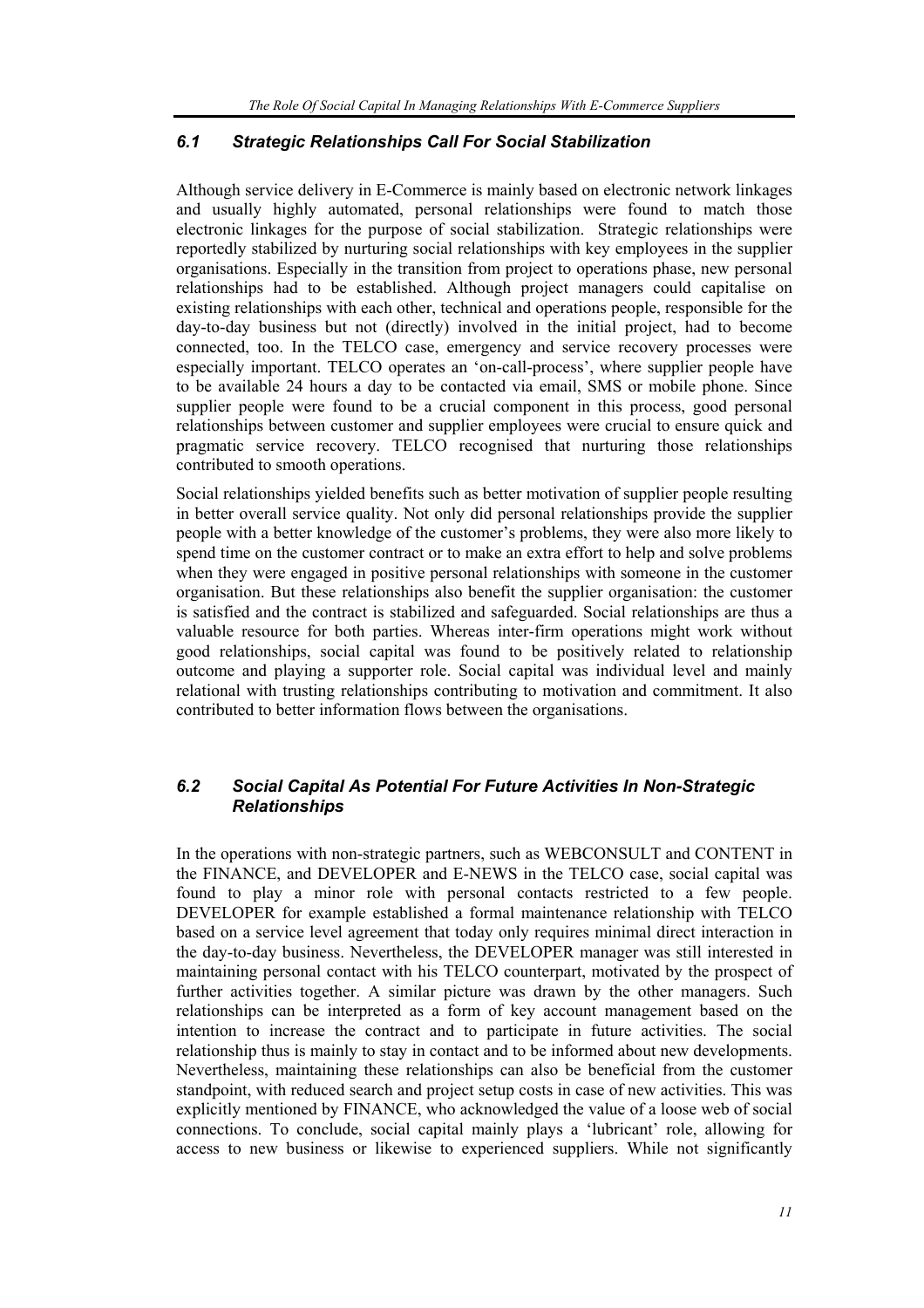### *6.1 Strategic Relationships Call For Social Stabilization*

Although service delivery in E-Commerce is mainly based on electronic network linkages and usually highly automated, personal relationships were found to match those electronic linkages for the purpose of social stabilization. Strategic relationships were reportedly stabilized by nurturing social relationships with key employees in the supplier organisations. Especially in the transition from project to operations phase, new personal relationships had to be established. Although project managers could capitalise on existing relationships with each other, technical and operations people, responsible for the day-to-day business but not (directly) involved in the initial project, had to become connected, too. In the TELCO case, emergency and service recovery processes were especially important. TELCO operates an 'on-call-process', where supplier people have to be available 24 hours a day to be contacted via email, SMS or mobile phone. Since supplier people were found to be a crucial component in this process, good personal relationships between customer and supplier employees were crucial to ensure quick and pragmatic service recovery. TELCO recognised that nurturing those relationships contributed to smooth operations.

Social relationships yielded benefits such as better motivation of supplier people resulting in better overall service quality. Not only did personal relationships provide the supplier people with a better knowledge of the customer's problems, they were also more likely to spend time on the customer contract or to make an extra effort to help and solve problems when they were engaged in positive personal relationships with someone in the customer organisation. But these relationships also benefit the supplier organisation: the customer is satisfied and the contract is stabilized and safeguarded. Social relationships are thus a valuable resource for both parties. Whereas inter-firm operations might work without good relationships, social capital was found to be positively related to relationship outcome and playing a supporter role. Social capital was individual level and mainly relational with trusting relationships contributing to motivation and commitment. It also contributed to better information flows between the organisations.

### *6.2 Social Capital As Potential For Future Activities In Non-Strategic Relationships*

In the operations with non-strategic partners, such as WEBCONSULT and CONTENT in the FINANCE, and DEVELOPER and E-NEWS in the TELCO case, social capital was found to play a minor role with personal contacts restricted to a few people. DEVELOPER for example established a formal maintenance relationship with TELCO based on a service level agreement that today only requires minimal direct interaction in the day-to-day business. Nevertheless, the DEVELOPER manager was still interested in maintaining personal contact with his TELCO counterpart, motivated by the prospect of further activities together. A similar picture was drawn by the other managers. Such relationships can be interpreted as a form of key account management based on the intention to increase the contract and to participate in future activities. The social relationship thus is mainly to stay in contact and to be informed about new developments. Nevertheless, maintaining these relationships can also be beneficial from the customer standpoint, with reduced search and project setup costs in case of new activities. This was explicitly mentioned by FINANCE, who acknowledged the value of a loose web of social connections. To conclude, social capital mainly plays a 'lubricant' role, allowing for access to new business or likewise to experienced suppliers. While not significantly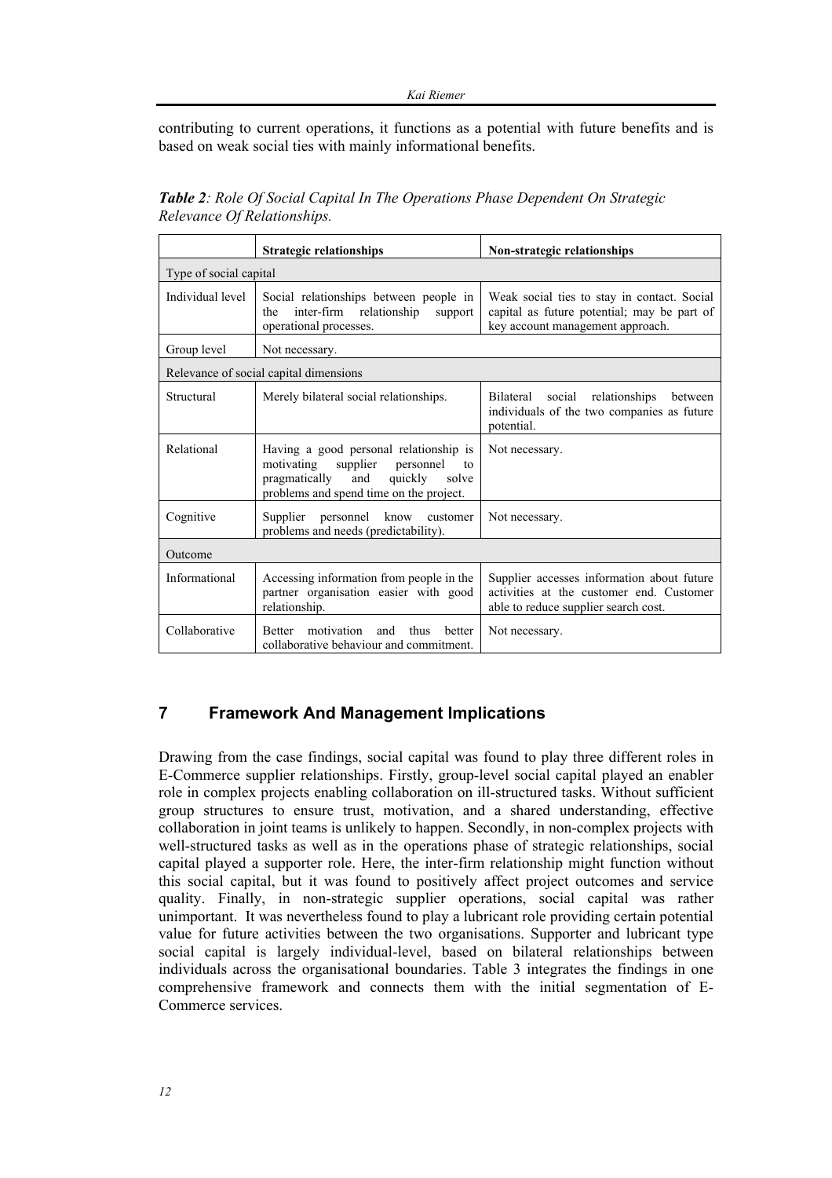contributing to current operations, it functions as a potential with future benefits and is based on weak social ties with mainly informational benefits.

***Table 2**: Role Of Social Capital In The Operations Phase Dependent On Strategic Relevance Of Relationships.*

| | **Strategic relationships** | **Non-strategic relationships** |
|---|---|---|
| Type of social capital | | |
| Individual level | Social relationships between people in the inter-firm relationship support operational processes. | Weak social ties to stay in contact. Social capital as future potential; may be part of key account management approach. |
| Group level | Not necessary. | |
| Relevance of social capital dimensions | | |
| Structural | Merely bilateral social relationships. | Bilateral social relationships between individuals of the two companies as future potential. |
| Relational | Having a good personal relationship is motivating supplier personnel to pragmatically and quickly solve problems and spend time on the project. | Not necessary. |
| Cognitive | Supplier personnel know customer problems and needs (predictability). | Not necessary. |
| Outcome | | |
| Informational | Accessing information from people in the partner organisation easier with good relationship. | Supplier accesses information about future activities at the customer end. Customer able to reduce supplier search cost. |
| Collaborative | Better motivation and thus better collaborative behaviour and commitment. | Not necessary. |

## 7 Framework And Management Implications

Drawing from the case findings, social capital was found to play three different roles in E-Commerce supplier relationships. Firstly, group-level social capital played an enabler role in complex projects enabling collaboration on ill-structured tasks. Without sufficient group structures to ensure trust, motivation, and a shared understanding, effective collaboration in joint teams is unlikely to happen. Secondly, in non-complex projects with well-structured tasks as well as in the operations phase of strategic relationships, social capital played a supporter role. Here, the inter-firm relationship might function without this social capital, but it was found to positively affect project outcomes and service quality. Finally, in non-strategic supplier operations, social capital was rather unimportant. It was nevertheless found to play a lubricant role providing certain potential value for future activities between the two organisations. Supporter and lubricant type social capital is largely individual-level, based on bilateral relationships between individuals across the organisational boundaries. Table 3 integrates the findings in one comprehensive framework and connects them with the initial segmentation of E-Commerce services.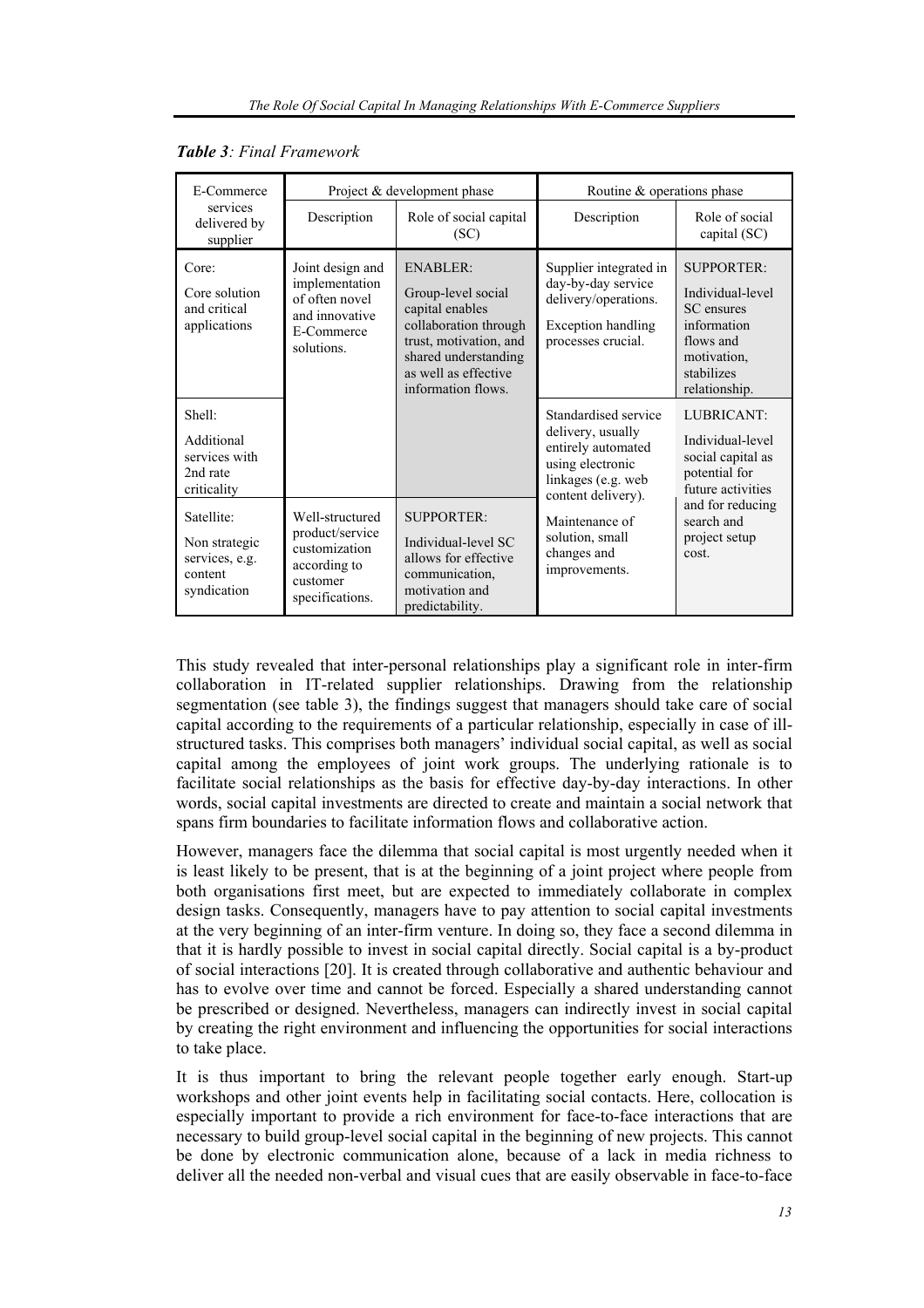***Table 3**: Final Framework*

| E-Commerce services delivered by supplier | Project & development phase | | Routine & operations phase | |
|---|---|---|---|---|
| | Description | Role of social capital (SC) | Description | Role of social capital (SC) |
| Core: Core solution and critical applications | Joint design and implementation of often novel and innovative E-Commerce solutions. | ENABLER: Group-level social capital enables collaboration through trust, motivation, and shared understanding as well as effective information flows. | Supplier integrated in day-by-day service delivery/operations. Exception handling processes crucial. | SUPPORTER: Individual-level SC ensures information flows and motivation, stabilizes relationship. |
| Shell: Additional services with 2nd rate criticality | | | Standardised service delivery, usually entirely automated using electronic linkages (e.g. web content delivery). Maintenance of solution, small changes and improvements. | LUBRICANT: Individual-level social capital as potential for future activities and for reducing search and project setup cost. |
| Satellite: Non strategic services, e.g. content syndication | Well-structured product/service customization according to customer specifications. | SUPPORTER: Individual-level SC allows for effective communication, motivation and predictability. | | |

This study revealed that inter-personal relationships play a significant role in inter-firm collaboration in IT-related supplier relationships. Drawing from the relationship segmentation (see table 3), the findings suggest that managers should take care of social capital according to the requirements of a particular relationship, especially in case of ill-structured tasks. This comprises both managers' individual social capital, as well as social capital among the employees of joint work groups. The underlying rationale is to facilitate social relationships as the basis for effective day-by-day interactions. In other words, social capital investments are directed to create and maintain a social network that spans firm boundaries to facilitate information flows and collaborative action.

However, managers face the dilemma that social capital is most urgently needed when it is least likely to be present, that is at the beginning of a joint project where people from both organisations first meet, but are expected to immediately collaborate in complex design tasks. Consequently, managers have to pay attention to social capital investments at the very beginning of an inter-firm venture. In doing so, they face a second dilemma in that it is hardly possible to invest in social capital directly. Social capital is a by-product of social interactions [20]. It is created through collaborative and authentic behaviour and has to evolve over time and cannot be forced. Especially a shared understanding cannot be prescribed or designed. Nevertheless, managers can indirectly invest in social capital by creating the right environment and influencing the opportunities for social interactions to take place.

It is thus important to bring the relevant people together early enough. Start-up workshops and other joint events help in facilitating social contacts. Here, collocation is especially important to provide a rich environment for face-to-face interactions that are necessary to build group-level social capital in the beginning of new projects. This cannot be done by electronic communication alone, because of a lack in media richness to deliver all the needed non-verbal and visual cues that are easily observable in face-to-face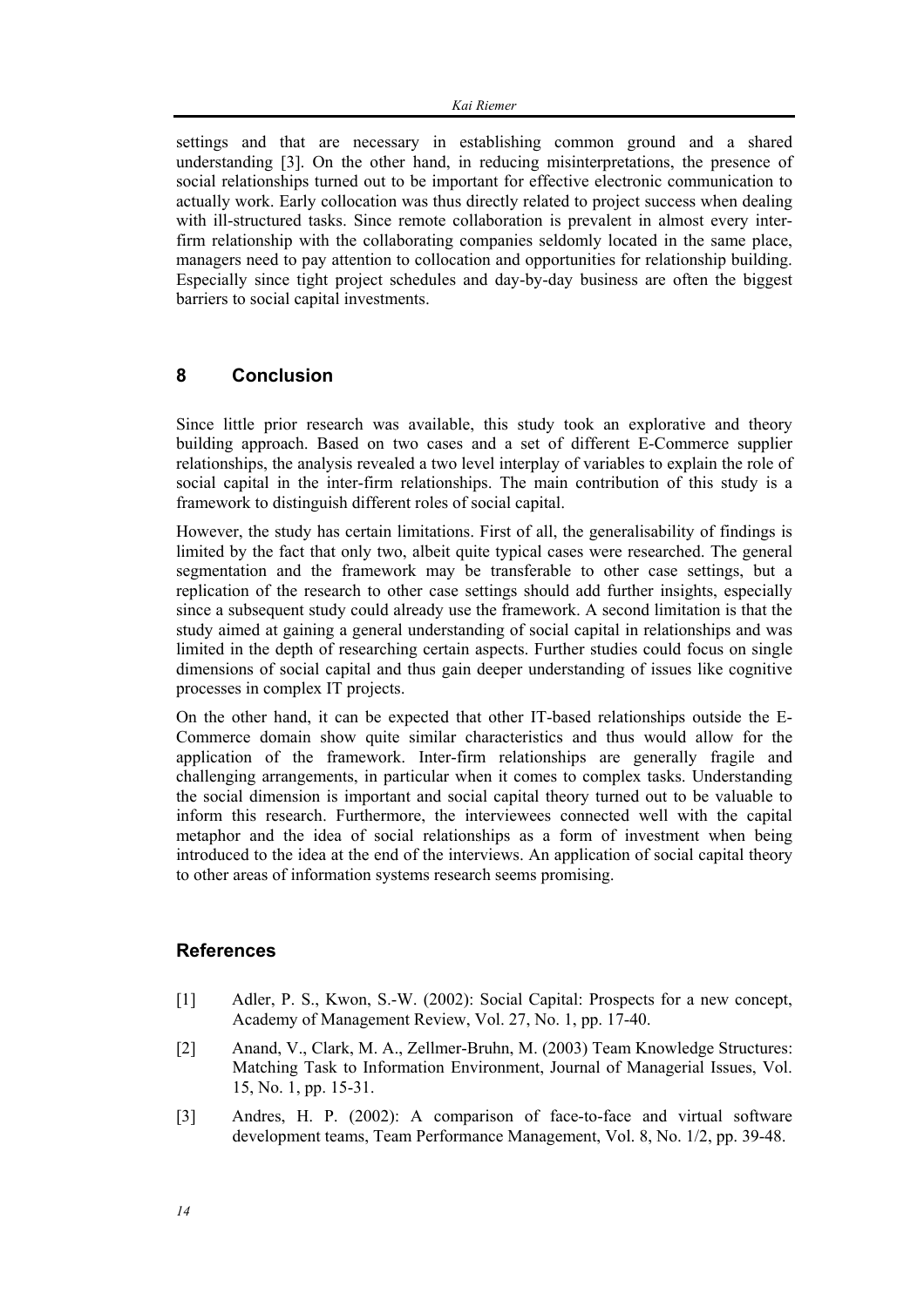settings and that are necessary in establishing common ground and a shared understanding [3]. On the other hand, in reducing misinterpretations, the presence of social relationships turned out to be important for effective electronic communication to actually work. Early collocation was thus directly related to project success when dealing with ill-structured tasks. Since remote collaboration is prevalent in almost every inter-firm relationship with the collaborating companies seldomly located in the same place, managers need to pay attention to collocation and opportunities for relationship building. Especially since tight project schedules and day-by-day business are often the biggest barriers to social capital investments.

## 8 Conclusion

Since little prior research was available, this study took an explorative and theory building approach. Based on two cases and a set of different E-Commerce supplier relationships, the analysis revealed a two level interplay of variables to explain the role of social capital in the inter-firm relationships. The main contribution of this study is a framework to distinguish different roles of social capital.

However, the study has certain limitations. First of all, the generalisability of findings is limited by the fact that only two, albeit quite typical cases were researched. The general segmentation and the framework may be transferable to other case settings, but a replication of the research to other case settings should add further insights, especially since a subsequent study could already use the framework. A second limitation is that the study aimed at gaining a general understanding of social capital in relationships and was limited in the depth of researching certain aspects. Further studies could focus on single dimensions of social capital and thus gain deeper understanding of issues like cognitive processes in complex IT projects.

On the other hand, it can be expected that other IT-based relationships outside the E-Commerce domain show quite similar characteristics and thus would allow for the application of the framework. Inter-firm relationships are generally fragile and challenging arrangements, in particular when it comes to complex tasks. Understanding the social dimension is important and social capital theory turned out to be valuable to inform this research. Furthermore, the interviewees connected well with the capital metaphor and the idea of social relationships as a form of investment when being introduced to the idea at the end of the interviews. An application of social capital theory to other areas of information systems research seems promising.

## References

[1] Adler, P. S., Kwon, S.-W. (2002): Social Capital: Prospects for a new concept, Academy of Management Review, Vol. 27, No. 1, pp. 17-40.

[2] Anand, V., Clark, M. A., Zellmer-Bruhn, M. (2003) Team Knowledge Structures: Matching Task to Information Environment, Journal of Managerial Issues, Vol. 15, No. 1, pp. 15-31.

[3] Andres, H. P. (2002): A comparison of face-to-face and virtual software development teams, Team Performance Management, Vol. 8, No. 1/2, pp. 39-48.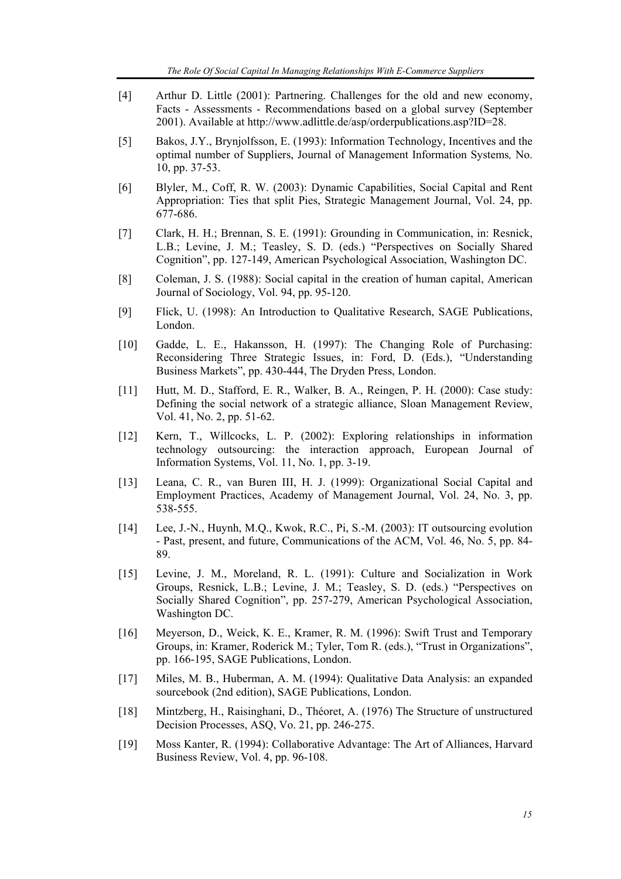[4] Arthur D. Little (2001): Partnering. Challenges for the old and new economy, Facts - Assessments - Recommendations based on a global survey (September 2001). Available at http://www.adlittle.de/asp/orderpublications.asp?ID=28.

[5] Bakos, J.Y., Brynjolfsson, E. (1993): Information Technology, Incentives and the optimal number of Suppliers, Journal of Management Information Systems*,* No. 10, pp. 37-53.

[6] Blyler, M., Coff, R. W. (2003): Dynamic Capabilities, Social Capital and Rent Appropriation: Ties that split Pies, Strategic Management Journal, Vol. 24, pp. 677-686.

[7] Clark, H. H.; Brennan, S. E. (1991): Grounding in Communication, in: Resnick, L.B.; Levine, J. M.; Teasley, S. D. (eds.) "Perspectives on Socially Shared Cognition", pp. 127-149, American Psychological Association, Washington DC.

[8] Coleman, J. S. (1988): Social capital in the creation of human capital, American Journal of Sociology, Vol. 94, pp. 95-120.

[9] Flick, U. (1998): An Introduction to Qualitative Research, SAGE Publications, London.

[10] Gadde, L. E., Hakansson, H. (1997): The Changing Role of Purchasing: Reconsidering Three Strategic Issues, in: Ford, D. (Eds.), "Understanding Business Markets", pp. 430-444, The Dryden Press, London.

[11] Hutt, M. D., Stafford, E. R., Walker, B. A., Reingen, P. H. (2000): Case study: Defining the social network of a strategic alliance, Sloan Management Review, Vol. 41, No. 2, pp. 51-62.

[12] Kern, T., Willcocks, L. P. (2002): Exploring relationships in information technology outsourcing: the interaction approach, European Journal of Information Systems, Vol. 11, No. 1, pp. 3-19.

[13] Leana, C. R., van Buren III, H. J. (1999): Organizational Social Capital and Employment Practices, Academy of Management Journal, Vol. 24, No. 3, pp. 538-555.

[14] Lee, J.-N., Huynh, M.Q., Kwok, R.C., Pi, S.-M. (2003): IT outsourcing evolution - Past, present, and future, Communications of the ACM, Vol. 46, No. 5, pp. 84-89.

[15] Levine, J. M., Moreland, R. L. (1991): Culture and Socialization in Work Groups, Resnick, L.B.; Levine, J. M.; Teasley, S. D. (eds.) "Perspectives on Socially Shared Cognition", pp. 257-279, American Psychological Association, Washington DC.

[16] Meyerson, D., Weick, K. E., Kramer, R. M. (1996): Swift Trust and Temporary Groups, in: Kramer, Roderick M.; Tyler, Tom R. (eds.), "Trust in Organizations", pp. 166-195, SAGE Publications, London.

[17] Miles, M. B., Huberman, A. M. (1994): Qualitative Data Analysis: an expanded sourcebook (2nd edition), SAGE Publications, London.

[18] Mintzberg, H., Raisinghani, D., Théoret, A. (1976) The Structure of unstructured Decision Processes, ASQ, Vo. 21, pp. 246-275.

[19] Moss Kanter, R. (1994): Collaborative Advantage: The Art of Alliances, Harvard Business Review, Vol. 4, pp. 96-108.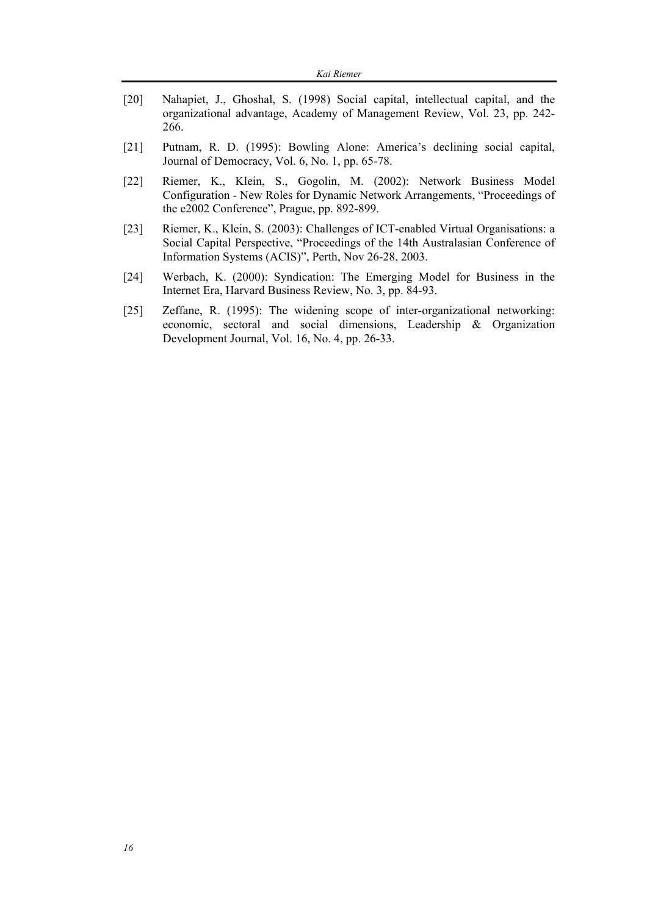[20] Nahapiet, J., Ghoshal, S. (1998) Social capital, intellectual capital, and the organizational advantage, Academy of Management Review, Vol. 23, pp. 242-266.

[21] Putnam, R. D. (1995): Bowling Alone: America's declining social capital, Journal of Democracy, Vol. 6, No. 1, pp. 65-78.

[22] Riemer, K., Klein, S., Gogolin, M. (2002): Network Business Model Configuration - New Roles for Dynamic Network Arrangements, "Proceedings of the e2002 Conference", Prague, pp. 892-899.

[23] Riemer, K., Klein, S. (2003): Challenges of ICT-enabled Virtual Organisations: a Social Capital Perspective, "Proceedings of the 14th Australasian Conference of Information Systems (ACIS)", Perth, Nov 26-28, 2003.

[24] Werbach, K. (2000): Syndication: The Emerging Model for Business in the Internet Era, Harvard Business Review, No. 3, pp. 84-93.

[25] Zeffane, R. (1995): The widening scope of inter-organizational networking: economic, sectoral and social dimensions, Leadership & Organization Development Journal, Vol. 16, No. 4, pp. 26-33.